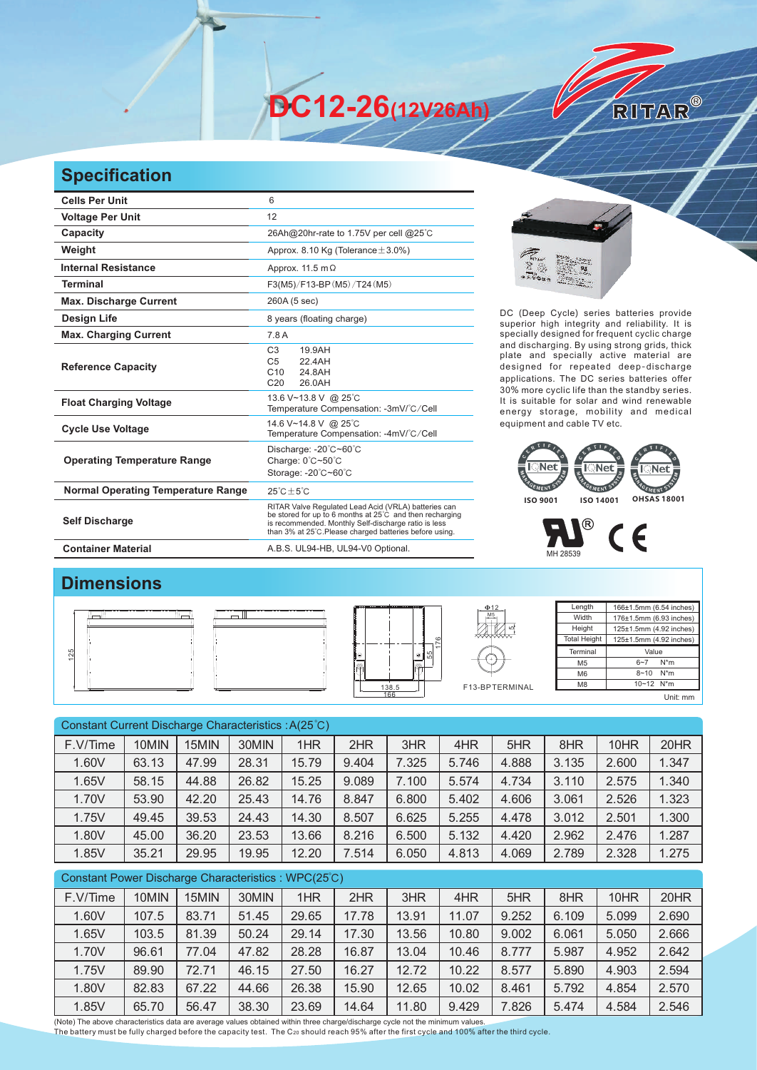# DC12-26(12V26Ah)

RITAR®

## Specification

| | |
|---|---|
| **Cells Per Unit** | 6 |
| **Voltage Per Unit** | 12 |
| **Capacity** | 26Ah@20hr-rate to 1.75V per cell @25℃ |
| **Weight** | Approx. 8.10 Kg (Tolerance±3.0%) |
| **Internal Resistance** | Approx. 11.5 mΩ |
| **Terminal** | F3(M5)/F13-BP(M5)/T24(M5) |
| **Max. Discharge Current** | 260A (5 sec) |
| **Design Life** | 8 years (floating charge) |
| **Max. Charging Current** | 7.8 A |
| **Reference Capacity** | C3 19.9AH<br>C5 22.4AH<br>C10 24.8AH<br>C20 26.0AH |
| **Float Charging Voltage** | 13.6 V~13.8 V @ 25℃<br>Temperature Compensation: -3mV/℃/Cell |
| **Cycle Use Voltage** | 14.6 V~14.8 V @ 25℃<br>Temperature Compensation: -4mV/℃/Cell |
| **Operating Temperature Range** | Discharge: -20℃~60℃<br>Charge: 0℃~50℃<br>Storage: -20℃~60℃ |
| **Normal Operating Temperature Range** | 25℃±5℃ |
| **Self Discharge** | RITAR Valve Regulated Lead Acid (VRLA) batteries can be stored for up to 6 months at 25℃ and then recharging is recommended. Monthly Self-discharge ratio is less than 3% at 25℃.Please charged batteries before using. |
| **Container Material** | A.B.S. UL94-HB, UL94-V0 Optional. |

DC (Deep Cycle) series batteries provide superior high integrity and reliability. It is specially designed for frequent cyclic charge and discharging. By using strong grids, thick plate and specially active material are designed for repeated deep-discharge applications. The DC series batteries offer 30% more cyclic life than the standby series. It is suitable for solar and wind renewable energy storage, mobility and medical equipment and cable TV etc.

ISO 9001　ISO 14001　OHSAS 18001

MH 28539

## Dimensions

125　138.5　166　55　176　Φ12　M5　5　F13-BPTERMINAL

| Length | 166±1.5mm (6.54 inches) |
|---|---|
| Width | 176±1.5mm (6.93 inches) |
| Height | 125±1.5mm (4.92 inches) |
| Total Height | 125±1.5mm (4.92 inches) |

| Terminal | Value |
|---|---|
| M5 | 6~7 N*m |
| M6 | 8~10 N*m |
| M8 | 10~12 N*m |

Unit: mm

Constant Current Discharge Characteristics : A(25℃)

| F.V/Time | 10MIN | 15MIN | 30MIN | 1HR | 2HR | 3HR | 4HR | 5HR | 8HR | 10HR | 20HR |
|---|---|---|---|---|---|---|---|---|---|---|---|
| 1.60V | 63.13 | 47.99 | 28.31 | 15.79 | 9.404 | 7.325 | 5.746 | 4.888 | 3.135 | 2.600 | 1.347 |
| 1.65V | 58.15 | 44.88 | 26.82 | 15.25 | 9.089 | 7.100 | 5.574 | 4.734 | 3.110 | 2.575 | 1.340 |
| 1.70V | 53.90 | 42.20 | 25.43 | 14.76 | 8.847 | 6.800 | 5.402 | 4.606 | 3.061 | 2.526 | 1.323 |
| 1.75V | 49.45 | 39.53 | 24.43 | 14.30 | 8.507 | 6.625 | 5.255 | 4.478 | 3.012 | 2.501 | 1.300 |
| 1.80V | 45.00 | 36.20 | 23.53 | 13.66 | 8.216 | 6.500 | 5.132 | 4.420 | 2.962 | 2.476 | 1.287 |
| 1.85V | 35.21 | 29.95 | 19.95 | 12.20 | 7.514 | 6.050 | 4.813 | 4.069 | 2.789 | 2.328 | 1.275 |

Constant Power Discharge Characteristics : WPC(25℃)

| F.V/Time | 10MIN | 15MIN | 30MIN | 1HR | 2HR | 3HR | 4HR | 5HR | 8HR | 10HR | 20HR |
|---|---|---|---|---|---|---|---|---|---|---|---|
| 1.60V | 107.5 | 83.71 | 51.45 | 29.65 | 17.78 | 13.91 | 11.07 | 9.252 | 6.109 | 5.099 | 2.690 |
| 1.65V | 103.5 | 81.39 | 50.24 | 29.14 | 17.30 | 13.56 | 10.80 | 9.002 | 6.061 | 5.050 | 2.666 |
| 1.70V | 96.61 | 77.04 | 47.82 | 28.28 | 16.87 | 13.04 | 10.46 | 8.777 | 5.987 | 4.952 | 2.642 |
| 1.75V | 89.90 | 72.71 | 46.15 | 27.50 | 16.27 | 12.72 | 10.22 | 8.577 | 5.890 | 4.903 | 2.594 |
| 1.80V | 82.83 | 67.22 | 44.66 | 26.38 | 15.90 | 12.65 | 10.02 | 8.461 | 5.792 | 4.854 | 2.570 |
| 1.85V | 65.70 | 56.47 | 38.30 | 23.69 | 14.64 | 11.80 | 9.429 | 7.826 | 5.474 | 4.584 | 2.546 |

(Note) The above characteristics data are average values obtained within three charge/discharge cycle not the minimum values.
The battery must be fully charged before the capacity test. The $C_{20}$ should reach 95% after the first cycle and 100% after the third cycle.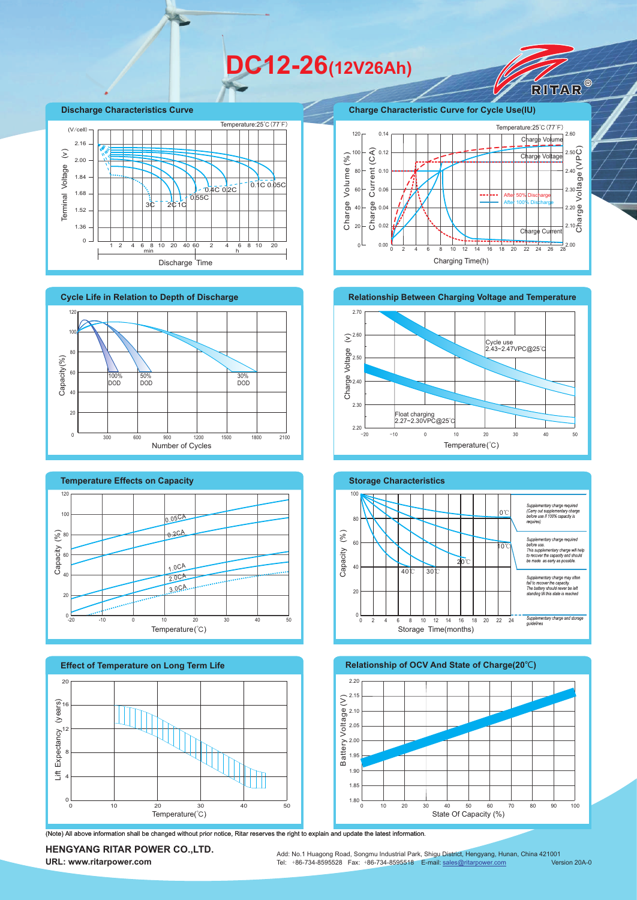# DC12-26(12V26Ah)

RITAR®

## Discharge Characteristics Curve

Temperature:25°C (77°F)

(V/cell)

Terminal Voltage (v)

2.16
2.00
1.84
1.68
1.52
1.36
0

1 2 4 6 8 10 20 40 60 2 4 6 8 10 20

min h

Discharge Time

3C 2C 1C 0.55C 0.4C 0.2C 0.1C 0.05C

## Charge Characteristic Curve for Cycle Use(IU)

Temperature:25°C (77°F)

Charge Volume (%)

Charge Current (CA)

Charge Voltage (VPC)

120 100 80 60 40 20 0

0.14 0.12 0.10 0.06 0.04 0.02 0.00

2.60 2.50 2.40 2.30 2.20 2.10 2.00

0 2 4 6 8 10 12 14 16 18 20 22 24 26 28

Charging Time(h)

Charge Volume

Charge Voltage

Charge Current

After 50% Discharge

After 100% Discharge

## Cycle Life in Relation to Depth of Discharge

Capacity(%)

120 100 80 60 40 20 0

300 600 900 1200 1500 1800 2100

Number of Cycles

100% DOD

50% DOD

30% DOD

## Relationship Between Charging Voltage and Temperature

Charge Voltage (v)

2.70 2.60 2.50 2.40 2.30 2.20

−20 −10 0 10 20 30 40 50

Temperature(°C)

Cycle use 2.43~2.47VPC@25°C

Float charging 2.27~2.30VPC@25°C

## Temperature Effects on Capacity

Capacity (%)

120 100 80 60 40 20 0

-20 -10 0 10 20 30 40 50

Temperature(°C)

0.05CA

0.2CA

1.0CA

2.0CA

3.0CA

## Storage Characteristics

Capacity (%)

100 80 60 40 20 0

0 2 4 6 8 10 12 14 16 18 20 22 24

Storage Time(months)

0°C 10°C 20°C 30°C 40°C

Supplementary charge required (Carry out supplementary charge before use if 100% capacity is requires)

Supplementary charge required before use. This supplementary charge will help to recover the capacity and should be made as early as possible.

Supplementary charge may often fail to recover the capacity. The battery should never be left standing till this state is reached

Supplementary charge and storage guidelines

## Effect of Temperature on Long Term Life

Lift Expectancy (years)

20 16 12 8 4 0

0 10 20 30 40 50

Temperature(°C)

## Relationship of OCV And State of Charge(20°C)

Battery Voltage (V)

2.20 2.15 2.10 2.05 2.00 1.95 1.90 1.85 1.80

0 10 20 30 40 50 60 70 80 90 100

State Of Capacity (%)

(Note) All above information shall be changed without prior notice, Ritar reserves the right to explain and update the latest information.

**HENGYANG RITAR POWER CO.,LTD.**

**URL: www.ritarpower.com**

Add: No.1 Huagong Road, Songmu Industrial Park, Shigu District, Hengyang, Hunan, China 421001

Tel: +86-734-8595528 Fax: +86-734-8595518 E-mail: sales@ritarpower.com

Version 20A-0